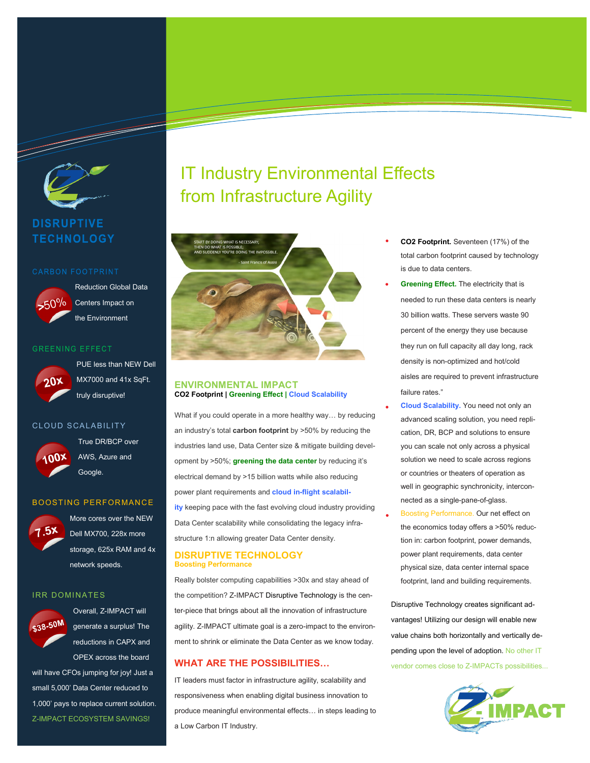# IT Industry Environmental Effects from Infrastructure Agility

## DISRUPTIVE TECHNOLOGY

### CARBON FOOTPRINT

**>50%** Reduction Global Data Centers Impact on the Environment

### GREENING EFFECT

**20x** PUE less than NEW Dell MX7000 and 41x SqFt. truly disruptive!

### CLOUD SCALABILITY

**100x** True DR/BCP over AWS, Azure and Google.

### BOOSTING PERFORMANCE

**7.5x** More cores over the NEW Dell MX700, 228x more storage, 625x RAM and 4x network speeds.

### IRR DOMINATES

**$38-50M** Overall, Z-IMPACT will generate a surplus! The reductions in CAPX and OPEX across the board will have CFOs jumping for joy! Just a small 5,000' Data Center reduced to 1,000' pays to replace current solution.

Z-IMPACT ECOSYSTEM SAVINGS!

START BY DOING WHAT IS NECESSARY; THEN DO WHAT IS POSSIBLE; AND SUDDENLY YOU'RE DOING THE IMPOSSIBLE.

- Saint Francis of Assisi

## ENVIRONMENTAL IMPACT

**CO2 Footprint | Greening Effect | Cloud Scalability**

What if you could operate in a more healthy way… by reducing an industry's total **carbon footprint** by >50% by reducing the industries land use, Data Center size & mitigate building development by >50%; **greening the data center** by reducing it's electrical demand by >15 billion watts while also reducing power plant requirements and **cloud in-flight scalability** keeping pace with the fast evolving cloud industry providing Data Center scalability while consolidating the legacy infrastructure 1:n allowing greater Data Center density.

## DISRUPTIVE TECHNOLOGY

**Boosting Performance**

Really bolster computing capabilities >30x and stay ahead of the competition? Z-IMPACT Disruptive Technology is the centerpiece that brings about all the innovation of infrastructure agility. Z-IMPACT ultimate goal is a zero-impact to the environment to shrink or eliminate the Data Center as we know today.

## WHAT ARE THE POSSIBILITIES…

IT leaders must factor in infrastructure agility, scalability and responsiveness when enabling digital business innovation to produce meaningful environmental effects… in steps leading to a Low Carbon IT Industry.

- **CO2 Footprint.** Seventeen (17%) of the total carbon footprint caused by technology is due to data centers.
- **Greening Effect.** The electricity that is needed to run these data centers is nearly 30 billion watts. These servers waste 90 percent of the energy they use because they run on full capacity all day long, rack density is non-optimized and hot/cold aisles are required to prevent infrastructure failure rates."
- **Cloud Scalability.** You need not only an advanced scaling solution, you need replication, DR, BCP and solutions to ensure you can scale not only across a physical solution we need to scale across regions or countries or theaters of operation as well in geographic synchronicity, interconnected as a single-pane-of-glass.
- Boosting Performance. Our net effect on the economics today offers a >50% reduction in: carbon footprint, power demands, power plant requirements, data center physical size, data center internal space footprint, land and building requirements.

Disruptive Technology creates significant advantages! Utilizing our design will enable new value chains both horizontally and vertically depending upon the level of adoption. No other IT vendor comes close to Z-IMPACTs possibilities...

Z-IMPACT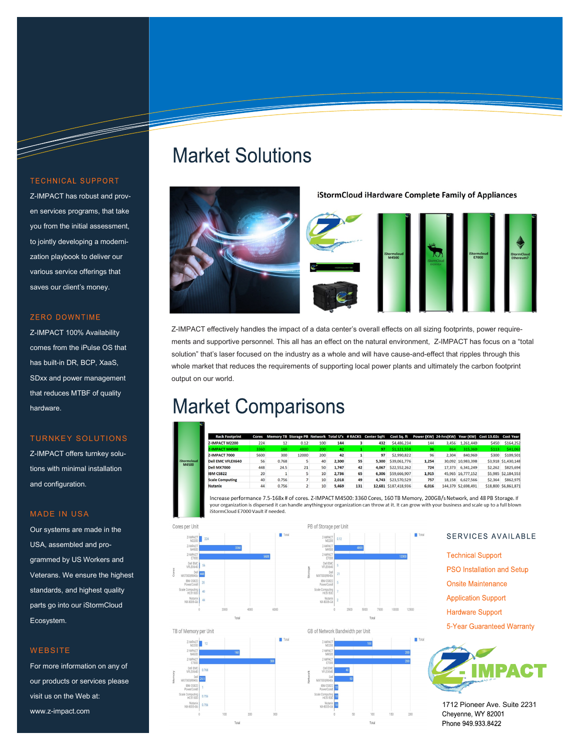### TECHNICAL SUPPORT

Z-IMPACT has robust and proven services programs, that take you from the initial assessment, to jointly developing a modernization playbook to deliver our various service offerings that saves our client's money.

### ZERO DOWNTIME

Z-IMPACT 100% Availability comes from the iPulse OS that has built-in DR, BCP, XaaS, SDxx and power management that reduces MTBF of quality hardware.

### TURNKEY SOLUTIONS

Z-IMPACT offers turnkey solutions with minimal installation and configuration.

### MADE IN USA

Our systems are made in the USA, assembled and programmed by US Workers and Veterans. We ensure the highest standards, and highest quality parts go into our iStormCloud Ecosystem.

### WEBSITE

For more information on any of our products or services please visit us on the Web at:

www.z-impact.com

# Market Solutions

**iStormCloud iHardware Complete Family of Appliances**

iStormcloud M4500

iStormCloud

iStormcloud E7000

iStormCloud Ethereum7

Z-IMPACT effectively handles the impact of a data center's overall effects on all sizing footprints, power requirements and supportive personnel. This all has an effect on the natural environment, Z-IMPACT has focus on a "total solution" that's laser focused on the industry as a whole and will have cause-and-effect that ripples through this whole market that reduces the requirements of supporting local power plants and ultimately the carbon footprint output on our world.

# Market Comparisons

iStormcloud M4500

| Rack Footprint | Cores | Memory TB | Storage PB | Network | Total U's | # RACKS | Center SqFt | Cost Sq. ft | Power (KW) | 24-hrs(KW) | Year (KW) | Cost 13.02c | Cost Year |
|---|---|---|---|---|---|---|---|---|---|---|---|---|---|
| Z-IMPACT M2200 | 224 | 12 | 0.12 | 100 | 144 | 3 | 432 | $4,486,234 | 144 | 3,456 | 1,261,440 | $450 | $164,252 |
| Z-IMPACT M4500 | 3360 | 160 | 4800 | 200 | 42 | 1 | 97 | $1,121,558 | 36 | 864 | 315,360 | $113 | $41,063 |
| Z-IMPACT 7000 | 5600 | 300 | 12000 | 200 | 42 | 1 | 97 | $2,990,822 | 96 | 2,304 | 840,960 | $300 | $109,501 |
| Dell EMC VFLEX640 | 56 | 0.768 | 5 | 40 | 2,300 | 55 | 5,300 | $39,061,776 | 1,254 | 30,092 | 10,983,398 | $3,918 | $1,430,148 |
| Dell MX7000 | 448 | 24.5 | 21 | 50 | 1,747 | 42 | 4,067 | $22,552,262 | 724 | 17,373 | 6,341,249 | $2,262 | $825,694 |
| IBM CS822 | 20 | 1 | 5 | 10 | 2,736 | 65 | 6,306 | $59,666,907 | 1,915 | 45,965 | 16,777,152 | $5,985 | $2,184,553 |
| Scale Computing | 40 | 0.756 | 7 | 10 | 2,018 | 49 | 4,743 | $23,570,529 | 757 | 18,158 | 6,627,566 | $2,364 | $862,975 |
| Nutanix | 44 | 0.756 | 2 | 10 | 5,469 | 131 | 12,681 | $187,418,936 | 6,016 | 144,379 | 52,698,491 | $18,800 | $6,861,871 |

Increase performance 7.5-168x # of cores. Z-IMPACT M4500: 3360 Cores, 160 TB Memory, 200GB/s Network, and 48 PB Storage. If your organization is dispersed it can handle anything your organization can throw at it. It can grow with your business and scale up to a full blown iStormCloud E7000 Vault if needed.

Cores per Unit

Z-IMPACT M2200 224
Z-IMPACT M4500 3360
Z-IMPACT E7000 5600
Dell EMC VFLEX640 56
Dell MX7000(R840) 448
IBM CS822 PowerCore8 20
Scale Computing HCE5150 40
Nutanix NX-8035-G6 44

PB of Storage per Unit

Z-IMPACT M2200 0.12
Z-IMPACT M4500 4800
Z-IMPACT E7000 12000
Dell EMC VFLEX640 5
Dell MX7000(R840) 21
IBM CS822 PowerCore8 5
Scale Computing HCE5150 7
Nutanix NX-8035-G6 2

TB of Memory per Unit

Z-IMPACT M2200 12
Z-IMPACT M4500 160
Z-IMPACT E7000 300
Dell EMC VFLEX640 0.768
Dell MX7000(R840) 24.5
IBM CS822 PowerCore8 1
Scale Computing HCE5150 0.756
Nutanix NX-8035-G6 0.756

GB of Network Bandwidth per Unit

Z-IMPACT M2200 100
Z-IMPACT M4500 200
Z-IMPACT E7000 200
Dell EMC VFLEX640 40
Dell MX7000(R840) 50
IBM CS822 PowerCore8 10
Scale Computing HCE5150 10
Nutanix NX-8035-G6 10

### SERVICES AVAILABLE

- Technical Support
- PSO Installation and Setup
- Onsite Maintenance
- Application Support
- Hardware Support
- 5-Year Guaranteed Warranty

Z-IMPACT

1712 Pioneer Ave. Suite 2231
Cheyenne, WY 82001
Phone 949.933.8422